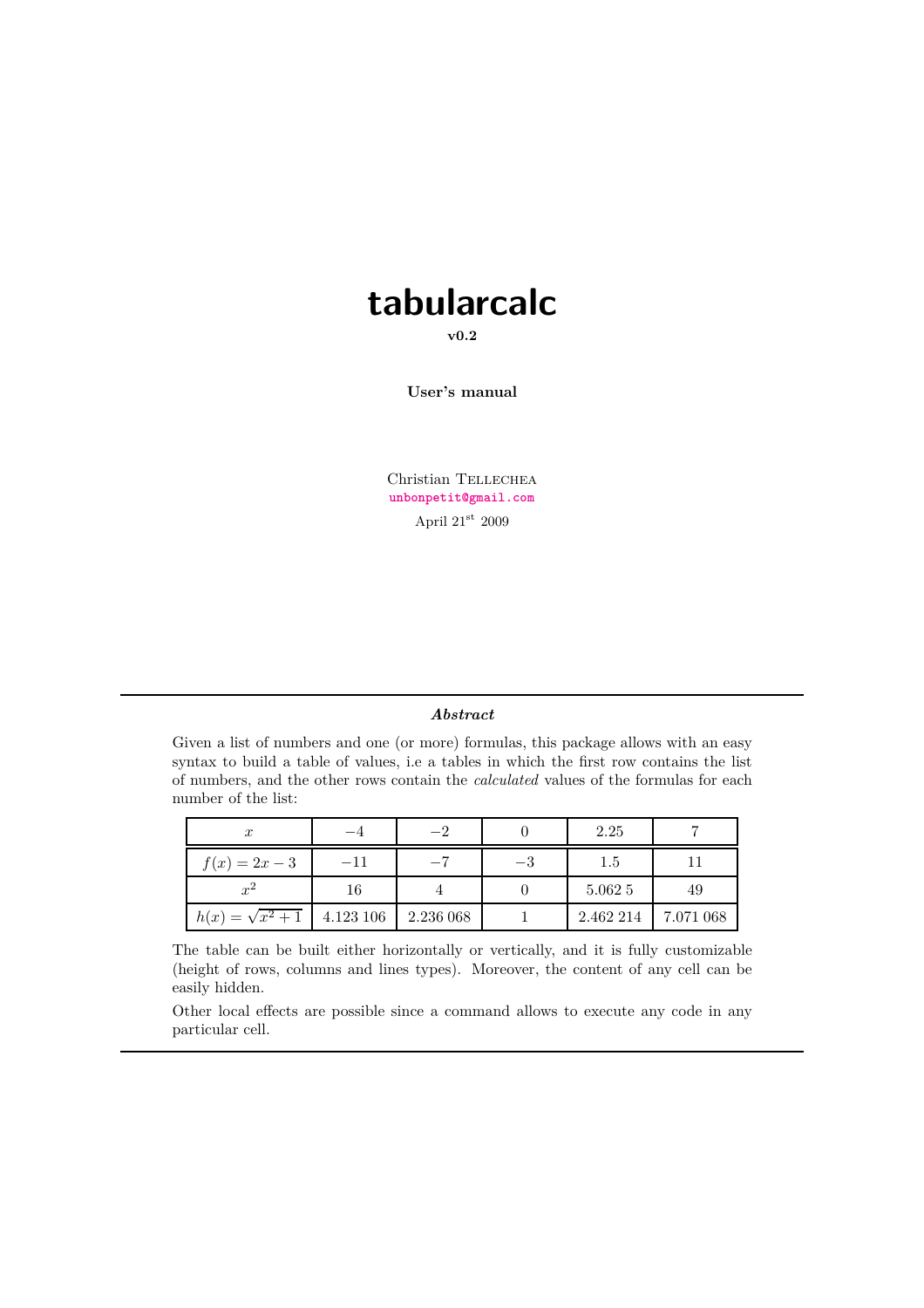# tabularcalc

**v0.2**

**User's manual**

Christian Tellechea
unbonpetit@gmail.com
April 21[st] 2009

---

***Abstract***

Given a list of numbers and one (or more) formulas, this package allows with an easy syntax to build a table of values, i.e a tables in which the first row contains the list of numbers, and the other rows contain the *calculated* values of the formulas for each number of the list:

| $x$ | $-4$ | $-2$ | $0$ | 2.25 | 7 |
|---|---|---|---|---|---|
| $f(x) = 2x - 3$ | $-11$ | $-7$ | $-3$ | 1.5 | 11 |
| $x^2$ | 16 | 4 | 0 | 5.062 5 | 49 |
| $h(x) = \sqrt{x^2 + 1}$ | 4.123 106 | 2.236 068 | 1 | 2.462 214 | 7.071 068 |

The table can be built either horizontally or vertically, and it is fully customizable (height of rows, columns and lines types). Moreover, the content of any cell can be easily hidden.

Other local effects are possible since a command allows to execute any code in any particular cell.

---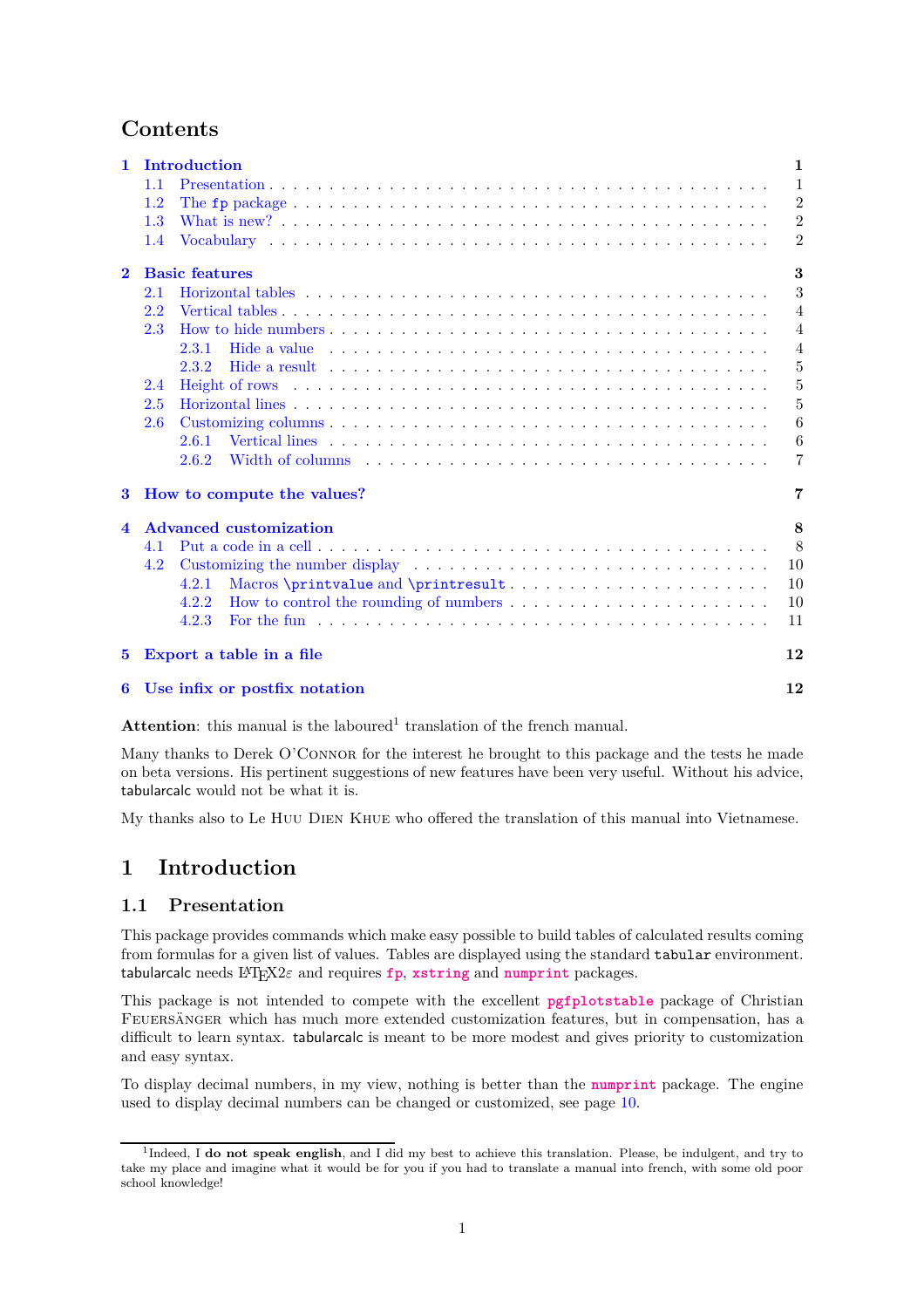# Contents

| | | |
|---|---|---|
| **1** | **Introduction** | **1** |
| 1.1 | Presentation | 1 |
| 1.2 | The `fp` package | 2 |
| 1.3 | What is new? | 2 |
| 1.4 | Vocabulary | 2 |
| **2** | **Basic features** | **3** |
| 2.1 | Horizontal tables | 3 |
| 2.2 | Vertical tables | 4 |
| 2.3 | How to hide numbers | 4 |
| 2.3.1 | Hide a value | 4 |
| 2.3.2 | Hide a result | 5 |
| 2.4 | Height of rows | 5 |
| 2.5 | Horizontal lines | 5 |
| 2.6 | Customizing columns | 6 |
| 2.6.1 | Vertical lines | 6 |
| 2.6.2 | Width of columns | 7 |
| **3** | **How to compute the values?** | **7** |
| **4** | **Advanced customization** | **8** |
| 4.1 | Put a code in a cell | 8 |
| 4.2 | Customizing the number display | 10 |
| 4.2.1 | Macros `\printvalue` and `\printresult` | 10 |
| 4.2.2 | How to control the rounding of numbers | 10 |
| 4.2.3 | For the fun | 11 |
| **5** | **Export a table in a file** | **12** |
| **6** | **Use infix or postfix notation** | **12** |

**Attention**: this manual is the laboured[1] translation of the french manual.

Many thanks to Derek O'Connor for the interest he brought to this package and the tests he made on beta versions. His pertinent suggestions of new features have been very useful. Without his advice, tabularcalc would not be what it is.

My thanks also to Le Huu Dien Khue who offered the translation of this manual into Vietnamese.

# 1 Introduction

## 1.1 Presentation

This package provides commands which make easy possible to build tables of calculated results coming from formulas for a given list of values. Tables are displayed using the standard `tabular` environment. tabularcalc needs LaTeX2ε and requires `fp`, `xstring` and `numprint` packages.

This package is not intended to compete with the excellent `pgfplotstable` package of Christian Feuersänger which has much more extended customization features, but in compensation, has a difficult to learn syntax. tabularcalc is meant to be more modest and gives priority to customization and easy syntax.

To display decimal numbers, in my view, nothing is better than the `numprint` package. The engine used to display decimal numbers can be changed or customized, see page 10.

[1] Indeed, I **do not speak english**, and I did my best to achieve this translation. Please, be indulgent, and try to take my place and imagine what it would be for you if you had to translate a manual into french, with some old poor school knowledge!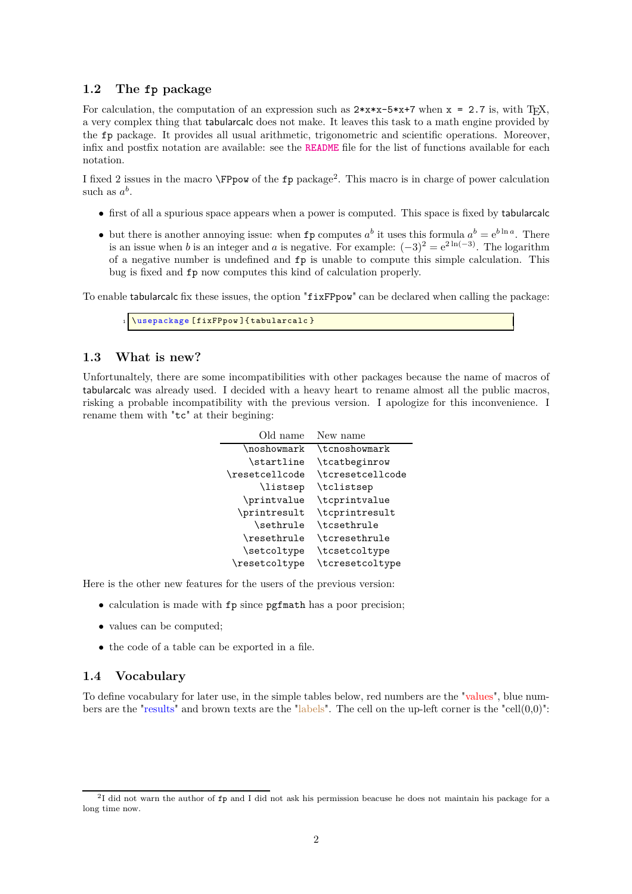## 1.2 The `fp` package

For calculation, the computation of an expression such as `2*x*x-5*x+7` when `x = 2.7` is, with TEX, a very complex thing that tabularcalc does not make. It leaves this task to a math engine provided by the `fp` package. It provides all usual arithmetic, trigonometric and scientific operations. Moreover, infix and postfix notation are available: see the `README` file for the list of functions available for each notation.

I fixed 2 issues in the macro `\FPpow` of the `fp` package[2]. This macro is in charge of power calculation such as $a^b$.

- first of all a spurious space appears when a power is computed. This space is fixed by tabularcalc
- but there is another annoying issue: when `fp` computes $a^b$ it uses this formula $a^b = \mathrm{e}^{b \ln a}$. There is an issue when $b$ is an integer and $a$ is negative. For example: $(-3)^2 = \mathrm{e}^{2\ln(-3)}$. The logarithm of a negative number is undefined and `fp` is unable to compute this simple calculation. This bug is fixed and `fp` now computes this kind of calculation properly.

To enable tabularcalc fix these issues, the option "`fixFPpow`" can be declared when calling the package:

```
\usepackage[fixFPpow]{tabularcalc}
```

## 1.3 What is new?

Unfortunaltely, there are some incompatibilities with other packages because the name of macros of tabularcalc was already used. I decided with a heavy heart to rename almost all the public macros, risking a probable incompatibility with the previous version. I apologize for this inconvenience. I rename them with "`tc`" at their begining:

| Old name | New name |
|---|---|
| `\noshowmark` | `\tcnoshowmark` |
| `\startline` | `\tcatbeginrow` |
| `\resetcellcode` | `\tcresetcellcode` |
| `\listsep` | `\tclistsep` |
| `\printvalue` | `\tcprintvalue` |
| `\printresult` | `\tcprintresult` |
| `\sethrule` | `\tcsethrule` |
| `\resethrule` | `\tcresethrule` |
| `\setcoltype` | `\tcsetcoltype` |
| `\resetcoltype` | `\tcresetcoltype` |

Here is the other new features for the users of the previous version:

- calculation is made with `fp` since `pgfmath` has a poor precision;
- values can be computed;
- the code of a table can be exported in a file.

## 1.4 Vocabulary

To define vocabulary for later use, in the simple tables below, red numbers are the "values", blue numbers are the "results" and brown texts are the "labels". The cell on the up-left corner is the "cell(0,0)":

[2] I did not warn the author of `fp` and I did not ask his permission beacuse he does not maintain his package for a long time now.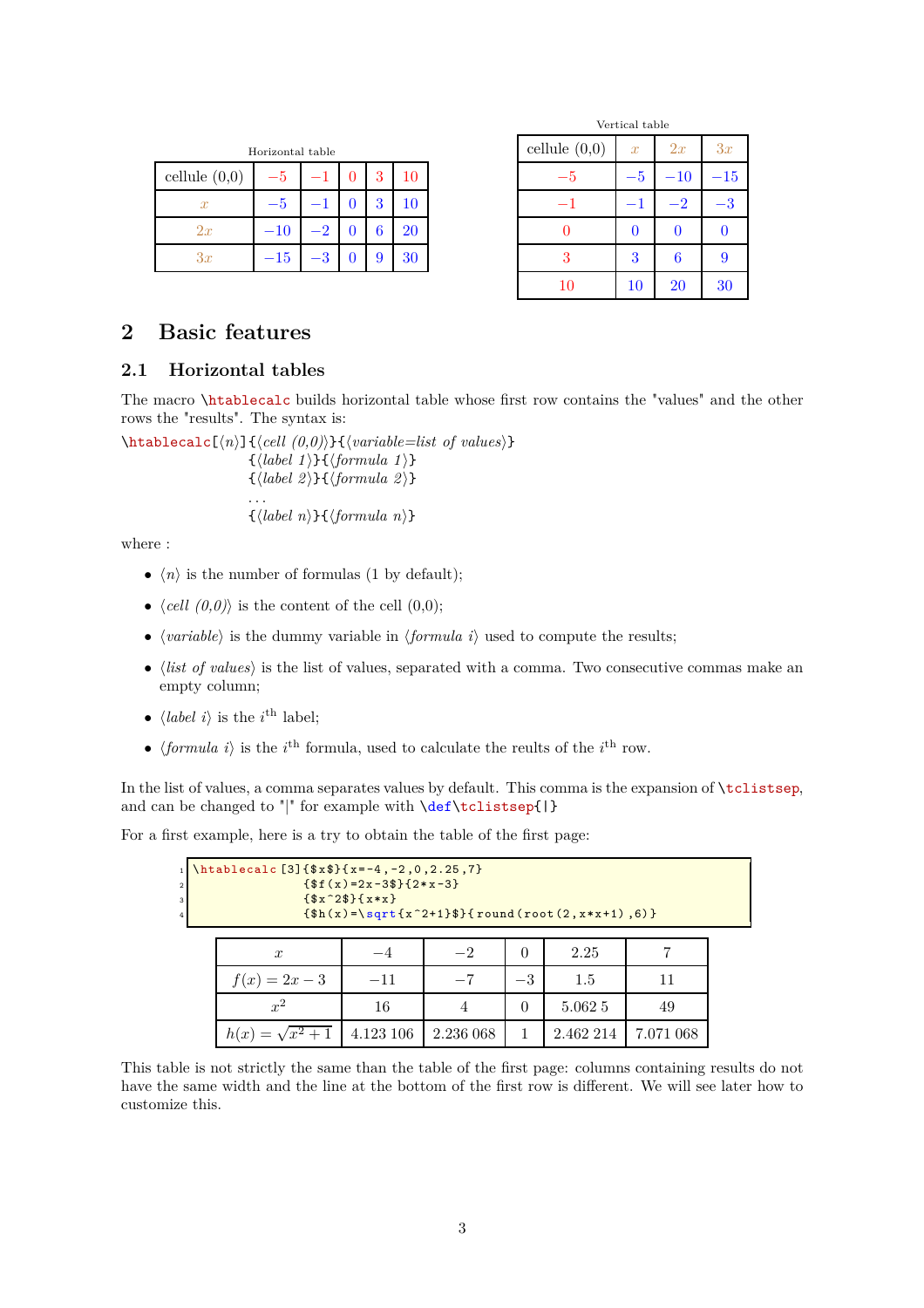Horizontal table

| cellule (0,0) | $-5$ | $-1$ | $0$ | $3$ | $10$ |
|---|---|---|---|---|---|
| $x$ | $-5$ | $-1$ | $0$ | $3$ | $10$ |
| $2x$ | $-10$ | $-2$ | $0$ | $6$ | $20$ |
| $3x$ | $-15$ | $-3$ | $0$ | $9$ | $30$ |

Vertical table

| cellule (0,0) | $x$ | $2x$ | $3x$ |
|---|---|---|---|
| $-5$ | $-5$ | $-10$ | $-15$ |
| $-1$ | $-1$ | $-2$ | $-3$ |
| $0$ | $0$ | $0$ | $0$ |
| $3$ | $3$ | $6$ | $9$ |
| $10$ | $10$ | $20$ | $30$ |

# 2 Basic features

## 2.1 Horizontal tables

The macro `\htablecalc` builds horizontal table whose first row contains the "values" and the other rows the "results". The syntax is:

```
\htablecalc[⟨n⟩]{⟨cell (0,0)⟩}{⟨variable=list of values⟩}
                {⟨label 1⟩}{⟨formula 1⟩}
                {⟨label 2⟩}{⟨formula 2⟩}
                ...
                {⟨label n⟩}{⟨formula n⟩}
```

where :

- ⟨*n*⟩ is the number of formulas (1 by default);
- ⟨*cell (0,0)*⟩ is the content of the cell (0,0);
- ⟨*variable*⟩ is the dummy variable in ⟨*formula i*⟩ used to compute the results;
- ⟨*list of values*⟩ is the list of values, separated with a comma. Two consecutive commas make an empty column;
- ⟨*label i*⟩ is the $i^{\text{th}}$ label;
- ⟨*formula i*⟩ is the $i^{\text{th}}$ formula, used to calculate the reults of the $i^{\text{th}}$ row.

In the list of values, a comma separates values by default. This comma is the expansion of `\tclistsep`, and can be changed to "|" for example with `\def\tclistsep{|}`

For a first example, here is a try to obtain the table of the first page:

```
\htablecalc[3]{$x$}{x=-4,-2,0,2.25,7}
              {$f(x)=2x-3$}{2*x-3}
              {$x^2$}{x*x}
              {$h(x)=\sqrt{x^2+1}$}{round(root(2,x*x+1),6)}
```

| $x$ | $-4$ | $-2$ | $0$ | $2.25$ | $7$ |
|---|---|---|---|---|---|
| $f(x) = 2x - 3$ | $-11$ | $-7$ | $-3$ | $1.5$ | $11$ |
| $x^2$ | $16$ | $4$ | $0$ | $5.062\,5$ | $49$ |
| $h(x) = \sqrt{x^2+1}$ | $4.123\,106$ | $2.236\,068$ | $1$ | $2.462\,214$ | $7.071\,068$ |

This table is not strictly the same than the table of the first page: columns containing results do not have the same width and the line at the bottom of the first row is different. We will see later how to customize this.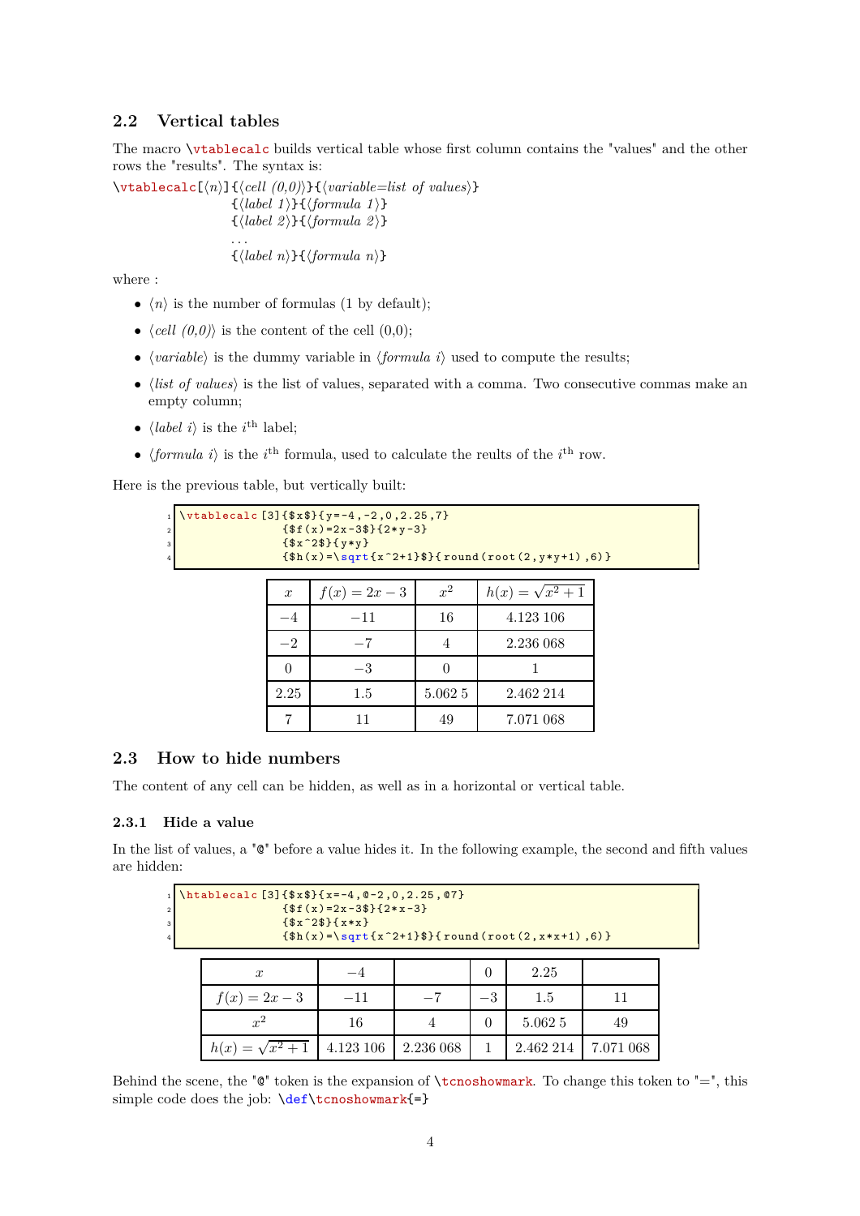## 2.2 Vertical tables

The macro `\vtablecalc` builds vertical table whose first column contains the "values" and the other rows the "results". The syntax is:

```
\vtablecalc[⟨n⟩]{⟨cell (0,0)⟩}{⟨variable=list of values⟩}
                 {⟨label 1⟩}{⟨formula 1⟩}
                 {⟨label 2⟩}{⟨formula 2⟩}
                 ...
                 {⟨label n⟩}{⟨formula n⟩}
```

where :

- ⟨*n*⟩ is the number of formulas (1 by default);
- ⟨*cell (0,0)*⟩ is the content of the cell (0,0);
- ⟨*variable*⟩ is the dummy variable in ⟨*formula i*⟩ used to compute the results;
- ⟨*list of values*⟩ is the list of values, separated with a comma. Two consecutive commas make an empty column;
- ⟨*label i*⟩ is the $i^{\text{th}}$ label;
- ⟨*formula i*⟩ is the $i^{\text{th}}$ formula, used to calculate the reults of the $i^{\text{th}}$ row.

Here is the previous table, but vertically built:

```
\vtablecalc[3]{$x$}{y=-4,-2,0,2.25,7}
              {$f(x)=2x-3$}{2*y-3}
              {$x^2$}{y*y}
              {$h(x)=\sqrt{x^2+1}$}{round(root(2,y*y+1),6)}
```

| $x$ | $f(x) = 2x - 3$ | $x^2$ | $h(x) = \sqrt{x^2+1}$ |
|---|---|---|---|
| $-4$ | $-11$ | 16 | 4.123 106 |
| $-2$ | $-7$ | 4 | 2.236 068 |
| 0 | $-3$ | 0 | 1 |
| 2.25 | 1.5 | 5.062 5 | 2.462 214 |
| 7 | 11 | 49 | 7.071 068 |

## 2.3 How to hide numbers

The content of any cell can be hidden, as well as in a horizontal or vertical table.

### 2.3.1 Hide a value

In the list of values, a "@" before a value hides it. In the following example, the second and fifth values are hidden:

```
\htablecalc[3]{$x$}{x=-4,@-2,0,2.25,@7}
              {$f(x)=2x-3$}{2*x-3}
              {$x^2$}{x*x}
              {$h(x)=\sqrt{x^2+1}$}{round(root(2,x*x+1),6)}
```

| $x$ | $-4$ | | 0 | 2.25 | |
|---|---|---|---|---|---|
| $f(x) = 2x - 3$ | $-11$ | $-7$ | $-3$ | 1.5 | 11 |
| $x^2$ | 16 | 4 | 0 | 5.062 5 | 49 |
| $h(x) = \sqrt{x^2+1}$ | 4.123 106 | 2.236 068 | 1 | 2.462 214 | 7.071 068 |

Behind the scene, the "@" token is the expansion of `\tcnoshowmark`. To change this token to "=", this simple code does the job: `\def\tcnoshowmark{=}`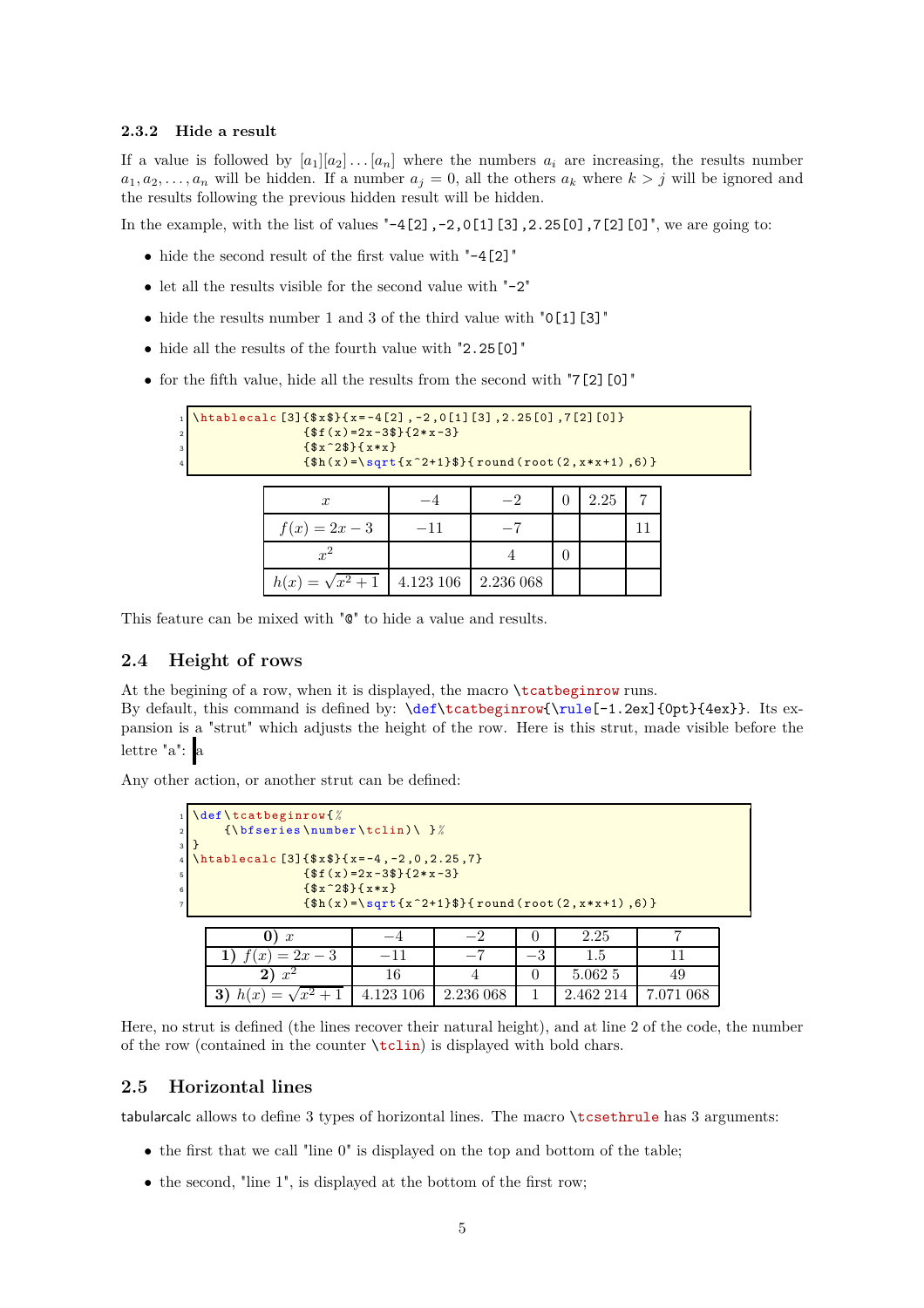### 2.3.2 Hide a result

If a value is followed by $[a_1][a_2]\dots[a_n]$ where the numbers $a_i$ are increasing, the results number $a_1, a_2, \dots, a_n$ will be hidden. If a number $a_j = 0$, all the others $a_k$ where $k > j$ will be ignored and the results following the previous hidden result will be hidden.

In the example, with the list of values "`-4[2],-2,0[1][3],2.25[0],7[2][0]`", we are going to:

- hide the second result of the first value with "`-4[2]`"
- let all the results visible for the second value with "`-2`"
- hide the results number 1 and 3 of the third value with "`0[1][3]`"
- hide all the results of the fourth value with "`2.25[0]`"
- for the fifth value, hide all the results from the second with "`7[2][0]`"

```
\htablecalc[3]{$x$}{x=-4[2],-2,0[1][3],2.25[0],7[2][0]}
              {$f(x)=2x-3$}{2*x-3}
              {$x^2$}{x*x}
              {$h(x)=\sqrt{x^2+1}$}{round(root(2,x*x+1),6)}
```

| $x$ | $-4$ | $-2$ | 0 | 2.25 | 7 |
|---|---|---|---|---|---|
| $f(x) = 2x - 3$ | $-11$ | $-7$ | | | 11 |
| $x^2$ | | 4 | 0 | | |
| $h(x) = \sqrt{x^2+1}$ | 4.123 106 | 2.236 068 | | | |

This feature can be mixed with "@" to hide a value and results.

## 2.4 Height of rows

At the begining of a row, when it is displayed, the macro `\tcatbeginrow` runs.
By default, this command is defined by: `\def\tcatbeginrow{\rule[-1.2ex]{0pt}{4ex}}`. Its expansion is a "strut" which adjusts the height of the row. Here is this strut, made visible before the lettre "a": a

Any other action, or another strut can be defined:

```
\def\tcatbeginrow{%
    {\bfseries\number\tclin)\ }%
}
\htablecalc[3]{$x$}{x=-4,-2,0,2.25,7}
              {$f(x)=2x-3$}{2*x-3}
              {$x^2$}{x*x}
              {$h(x)=\sqrt{x^2+1}$}{round(root(2,x*x+1),6)}
```

| **0)** $x$ | $-4$ | $-2$ | 0 | 2.25 | 7 |
|---|---|---|---|---|---|
| **1)** $f(x) = 2x - 3$ | $-11$ | $-7$ | $-3$ | 1.5 | 11 |
| **2)** $x^2$ | 16 | 4 | 0 | 5.062 5 | 49 |
| **3)** $h(x) = \sqrt{x^2+1}$ | 4.123 106 | 2.236 068 | 1 | 2.462 214 | 7.071 068 |

Here, no strut is defined (the lines recover their natural height), and at line 2 of the code, the number of the row (contained in the counter `\tclin`) is displayed with bold chars.

## 2.5 Horizontal lines

tabularcalc allows to define 3 types of horizontal lines. The macro `\tcsethrule` has 3 arguments:

- the first that we call "line 0" is displayed on the top and bottom of the table;
- the second, "line 1", is displayed at the bottom of the first row;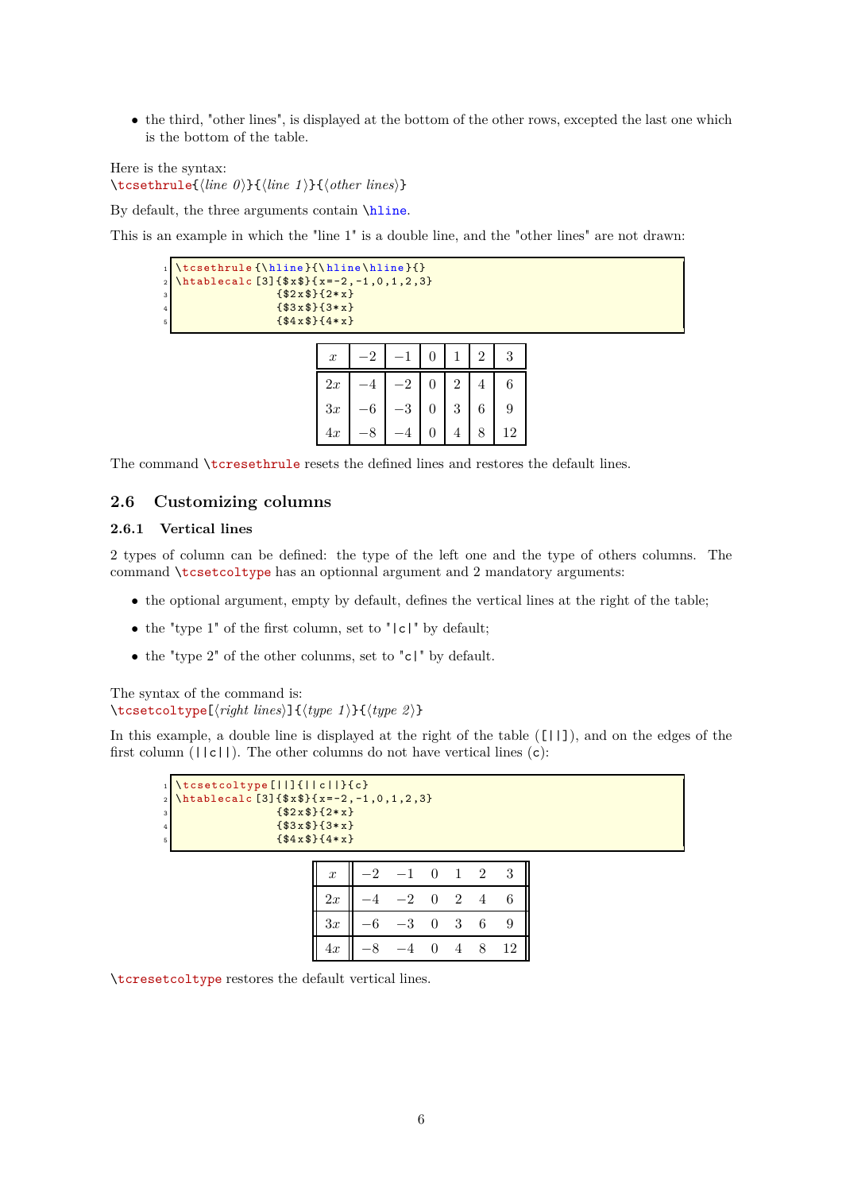- the third, "other lines", is displayed at the bottom of the other rows, excepted the last one which is the bottom of the table.

Here is the syntax:
`\tcsethrule{⟨line 0⟩}{⟨line 1⟩}{⟨other lines⟩}`

By default, the three arguments contain `\hline`.

This is an example in which the "line 1" is a double line, and the "other lines" are not drawn:

```
\tcsethrule{\hline}{\hline\hline}{}
\htablecalc[3]{$x$}{x=-2,-1,0,1,2,3}
              {$2x$}{2*x}
              {$3x$}{3*x}
              {$4x$}{4*x}
```

| $x$ | $-2$ | $-1$ | $0$ | $1$ | $2$ | $3$ |
|---|---|---|---|---|---|---|
| $2x$ | $-4$ | $-2$ | $0$ | $2$ | $4$ | $6$ |
| $3x$ | $-6$ | $-3$ | $0$ | $3$ | $6$ | $9$ |
| $4x$ | $-8$ | $-4$ | $0$ | $4$ | $8$ | $12$ |

The command `\tcresethrule` resets the defined lines and restores the default lines.

## 2.6 Customizing columns

### 2.6.1 Vertical lines

2 types of column can be defined: the type of the left one and the type of others columns. The command `\tcsetcoltype` has an optionnal argument and 2 mandatory arguments:

- the optional argument, empty by default, defines the vertical lines at the right of the table;
- the "type 1" of the first column, set to "`|c|`" by default;
- the "type 2" of the other columns, set to "`c|`" by default.

The syntax of the command is:
`\tcsetcoltype[⟨right lines⟩]{⟨type 1⟩}{⟨type 2⟩}`

In this example, a double line is displayed at the right of the table (`[||]`), and on the edges of the first column (`||c||`). The other columns do not have vertical lines (`c`):

```
\tcsetcoltype[||]{||c||}{c}
\htablecalc[3]{$x$}{x=-2,-1,0,1,2,3}
              {$2x$}{2*x}
              {$3x$}{3*x}
              {$4x$}{4*x}
```

| $x$ | $-2$ | $-1$ | $0$ | $1$ | $2$ | $3$ |
|---|---|---|---|---|---|---|
| $2x$ | $-4$ | $-2$ | $0$ | $2$ | $4$ | $6$ |
| $3x$ | $-6$ | $-3$ | $0$ | $3$ | $6$ | $9$ |
| $4x$ | $-8$ | $-4$ | $0$ | $4$ | $8$ | $12$ |

`\tcresetcoltype` restores the default vertical lines.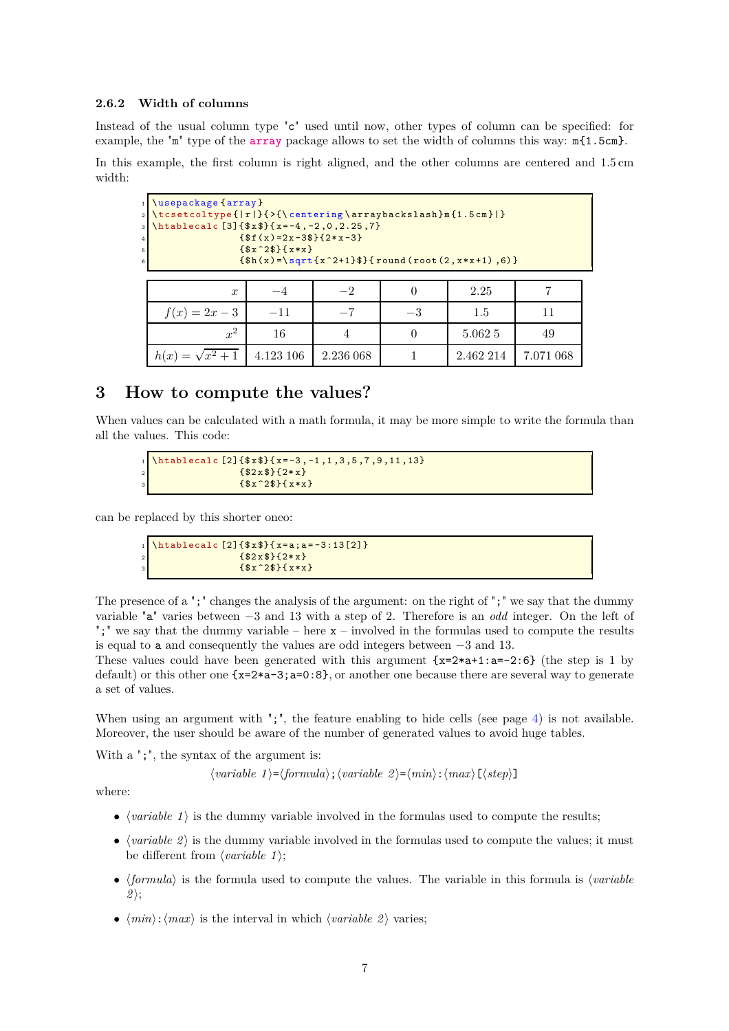### 2.6.2 Width of columns

Instead of the usual column type "c" used until now, other types of column can be specified: for example, the "m" type of the **array** package allows to set the width of columns this way: `m{1.5cm}`.

In this example, the first column is right aligned, and the other columns are centered and 1.5 cm width:

```
\usepackage{array}
\tcsetcoltype{|r|}{>{\centering\arraybackslash}m{1.5cm}|}
\htablecalc[3]{$x$}{x=-4,-2,0,2.25,7}
              {$f(x)=2x-3$}{2*x-3}
              {$x^2$}{x*x}
              {$h(x)=\sqrt{x^2+1}$}{round(root(2,x*x+1),6)}
```

| $x$ | $-4$ | $-2$ | $0$ | $2.25$ | $7$ |
|---:|:---:|:---:|:---:|:---:|:---:|
| $f(x) = 2x - 3$ | $-11$ | $-7$ | $-3$ | $1.5$ | $11$ |
| $x^2$ | $16$ | $4$ | $0$ | $5.062\,5$ | $49$ |
| $h(x) = \sqrt{x^2+1}$ | $4.123\,106$ | $2.236\,068$ | $1$ | $2.462\,214$ | $7.071\,068$ |

# 3 How to compute the values?

When values can be calculated with a math formula, it may be more simple to write the formula than all the values. This code:

```
\htablecalc[2]{$x$}{x=-3,-1,1,3,5,7,9,11,13}
              {$2x$}{2*x}
              {$x^2$}{x*x}
```

can be replaced by this shorter oneo:

```
\htablecalc[2]{$x$}{x=a;a=-3:13[2]}
              {$2x$}{2*x}
              {$x^2$}{x*x}
```

The presence of a ";" changes the analysis of the argument: on the right of ";" we say that the dummy variable "a" varies between $-3$ and 13 with a step of 2. Therefore is an *odd* integer. On the left of ";" we say that the dummy variable – here `x` – involved in the formulas used to compute the results is equal to `a` and consequently the values are odd integers between $-3$ and 13.
These values could have been generated with this argument `{x=2*a+1:a=-2:6}` (the step is 1 by default) or this other one `{x=2*a-3;a=0:8}`, or another one because there are several way to generate a set of values.

When using an argument with ";", the feature enabling to hide cells (see page 4) is not available. Moreover, the user should be aware of the number of generated values to avoid huge tables.

With a ";", the syntax of the argument is:

⟨*variable 1*⟩=⟨*formula*⟩;⟨*variable 2*⟩=⟨*min*⟩:⟨*max*⟩[⟨*step*⟩]

where:

- ⟨*variable 1*⟩ is the dummy variable involved in the formulas used to compute the results;
- ⟨*variable 2*⟩ is the dummy variable involved in the formulas used to compute the values; it must be different from ⟨*variable 1*⟩;
- ⟨*formula*⟩ is the formula used to compute the values. The variable in this formula is ⟨*variable 2*⟩;
- ⟨*min*⟩:⟨*max*⟩ is the interval in which ⟨*variable 2*⟩ varies;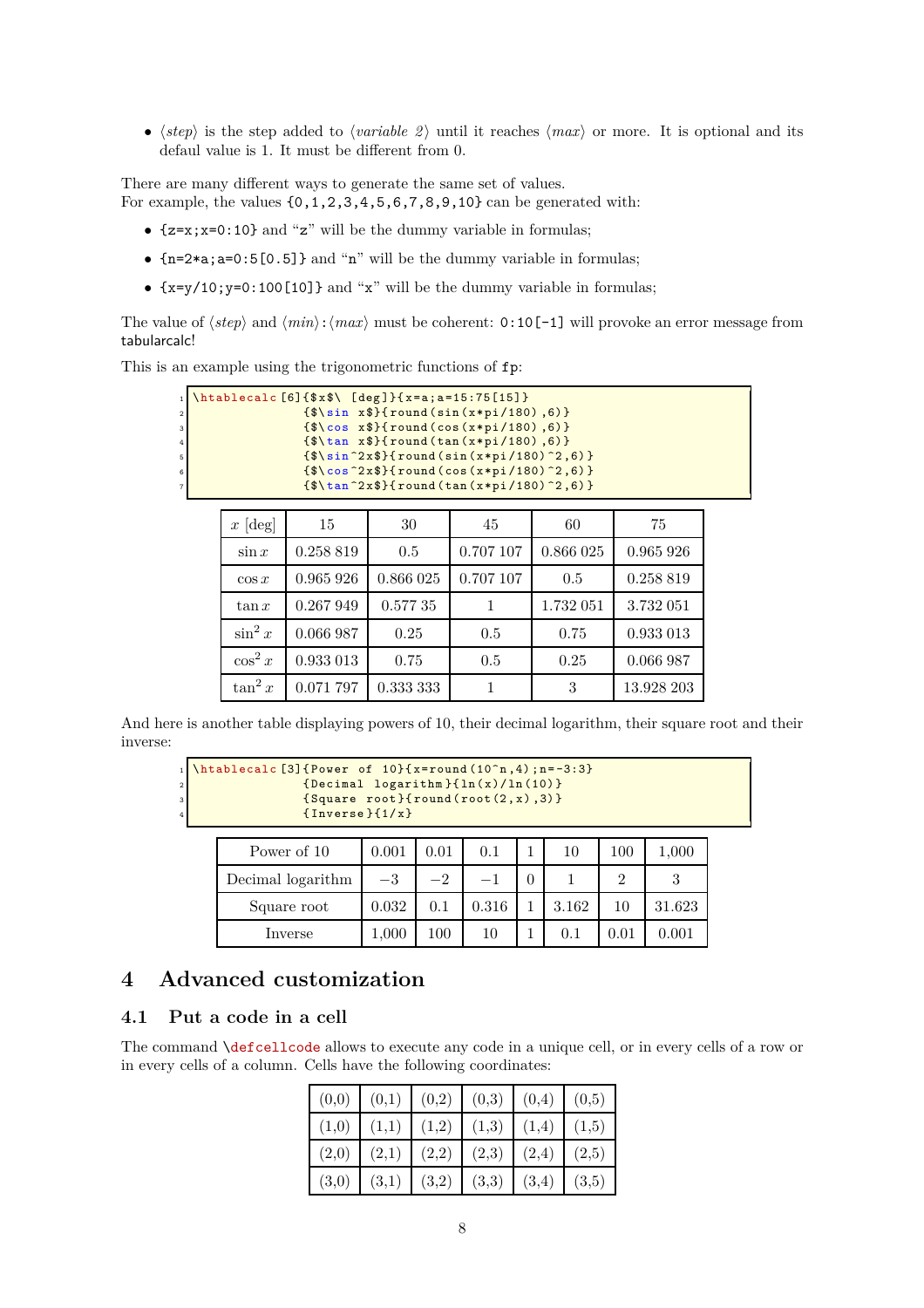- ⟨*step*⟩ is the step added to ⟨*variable 2*⟩ until it reaches ⟨*max*⟩ or more. It is optional and its defaul value is 1. It must be different from 0.

There are many different ways to generate the same set of values.
For example, the values {0,1,2,3,4,5,6,7,8,9,10} can be generated with:

- {z=x;x=0:10} and "z" will be the dummy variable in formulas;
- {n=2*a;a=0:5[0.5]} and "n" will be the dummy variable in formulas;
- {x=y/10;y=0:100[10]} and "x" will be the dummy variable in formulas;

The value of ⟨*step*⟩ and ⟨*min*⟩:⟨*max*⟩ must be coherent: 0:10[-1] will provoke an error message from tabularcalc!

This is an example using the trigonometric functions of fp:

```
\htablecalc[6]{$x$\ [deg]}{x=a;a=15:75[15]}
              {$\sin x$}{round(sin(x*pi/180),6)}
              {$\cos x$}{round(cos(x*pi/180),6)}
              {$\tan x$}{round(tan(x*pi/180),6)}
              {$\sin^2x$}{round(sin(x*pi/180)^2,6)}
              {$\cos^2x$}{round(cos(x*pi/180)^2,6)}
              {$\tan^2x$}{round(tan(x*pi/180)^2,6)}
```

| $x$ [deg] | 15 | 30 | 45 | 60 | 75 |
|---|---|---|---|---|---|
| $\sin x$ | 0.258 819 | 0.5 | 0.707 107 | 0.866 025 | 0.965 926 |
| $\cos x$ | 0.965 926 | 0.866 025 | 0.707 107 | 0.5 | 0.258 819 |
| $\tan x$ | 0.267 949 | 0.577 35 | 1 | 1.732 051 | 3.732 051 |
| $\sin^2 x$ | 0.066 987 | 0.25 | 0.5 | 0.75 | 0.933 013 |
| $\cos^2 x$ | 0.933 013 | 0.75 | 0.5 | 0.25 | 0.066 987 |
| $\tan^2 x$ | 0.071 797 | 0.333 333 | 1 | 3 | 13.928 203 |

And here is another table displaying powers of 10, their decimal logarithm, their square root and their inverse:

```
\htablecalc[3]{Power of 10}{x=round(10^n,4);n=-3:3}
              {Decimal logarithm}{ln(x)/ln(10)}
              {Square root}{round(root(2,x),3)}
              {Inverse}{1/x}
```

| Power of 10 | 0.001 | 0.01 | 0.1 | 1 | 10 | 100 | 1,000 |
|---|---|---|---|---|---|---|---|
| Decimal logarithm | $-3$ | $-2$ | $-1$ | 0 | 1 | 2 | 3 |
| Square root | 0.032 | 0.1 | 0.316 | 1 | 3.162 | 10 | 31.623 |
| Inverse | 1,000 | 100 | 10 | 1 | 0.1 | 0.01 | 0.001 |

# 4 Advanced customization

## 4.1 Put a code in a cell

The command \defcellcode allows to execute any code in a unique cell, or in every cells of a row or in every cells of a column. Cells have the following coordinates:

| (0,0) | (0,1) | (0,2) | (0,3) | (0,4) | (0,5) |
|---|---|---|---|---|---|
| (1,0) | (1,1) | (1,2) | (1,3) | (1,4) | (1,5) |
| (2,0) | (2,1) | (2,2) | (2,3) | (2,4) | (2,5) |
| (3,0) | (3,1) | (3,2) | (3,3) | (3,4) | (3,5) |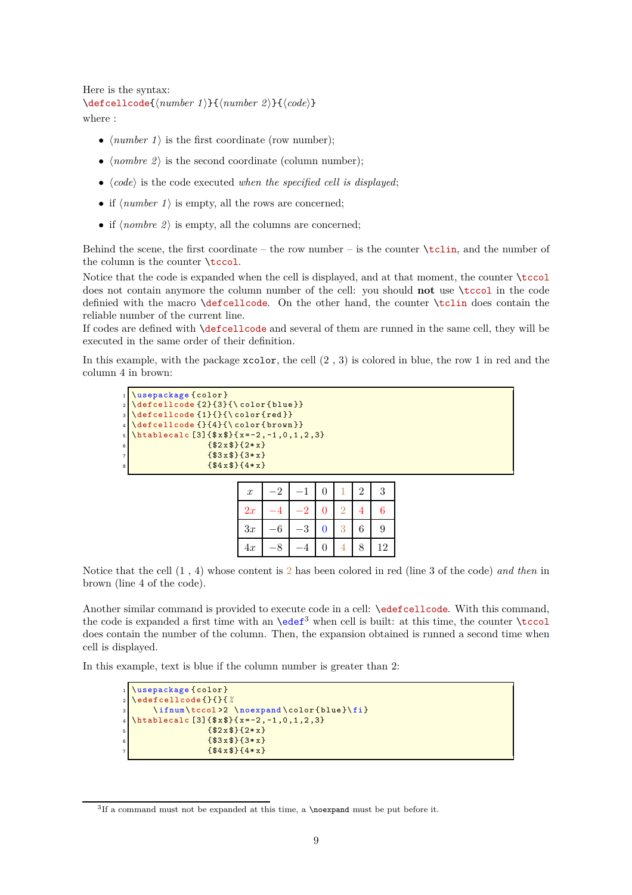Here is the syntax:
`\defcellcode{⟨number 1⟩}{⟨number 2⟩}{⟨code⟩}`
where :

- ⟨*number 1*⟩ is the first coordinate (row number);
- ⟨*nombre 2*⟩ is the second coordinate (column number);
- ⟨*code*⟩ is the code executed *when the specified cell is displayed*;
- if ⟨*number 1*⟩ is empty, all the rows are concerned;
- if ⟨*nombre 2*⟩ is empty, all the columns are concerned;

Behind the scene, the first coordinate – the row number – is the counter `\tclin`, and the number of the column is the counter `\tccol`.

Notice that the code is expanded when the cell is displayed, and at that moment, the counter `\tccol` does not contain anymore the column number of the cell: you should **not** use `\tccol` in the code definied with the macro `\defcellcode`. On the other hand, the counter `\tclin` does contain the reliable number of the current line.

If codes are defined with `\defcellcode` and several of them are runned in the same cell, they will be executed in the same order of their definition.

In this example, with the package `xcolor`, the cell (2 , 3) is colored in blue, the row 1 in red and the column 4 in brown:

```
\usepackage{color}
\defcellcode{2}{3}{\color{blue}}
\defcellcode{1}{}{\color{red}}
\defcellcode{}{4}{\color{brown}}
\htablecalc[3]{$x$}{x=-2,-1,0,1,2,3}
              {$2x$}{2*x}
              {$3x$}{3*x}
              {$4x$}{4*x}
```

| $x$ | $-2$ | $-1$ | 0 | 1 | 2 | 3 |
|---|---|---|---|---|---|---|
| $2x$ | $-4$ | $-2$ | 0 | 2 | 4 | 6 |
| $3x$ | $-6$ | $-3$ | 0 | 3 | 6 | 9 |
| $4x$ | $-8$ | $-4$ | 0 | 4 | 8 | 12 |

Notice that the cell (1 , 4) whose content is 2 has been colored in red (line 3 of the code) *and then* in brown (line 4 of the code).

Another similar command is provided to execute code in a cell: `\edefcellcode`. With this command, the code is expanded a first time with an `\edef`[3] when cell is built: at this time, the counter `\tccol` does contain the number of the column. Then, the expansion obtained is runned a second time when cell is displayed.

In this example, text is blue if the column number is greater than 2:

```
\usepackage{color}
\edefcellcode{}{}{%
    \ifnum\tccol>2 \noexpand\color{blue}\fi}
\htablecalc[3]{$x$}{x=-2,-1,0,1,2,3}
              {$2x$}{2*x}
              {$3x$}{3*x}
              {$4x$}{4*x}
```

[3]If a command must not be expanded at this time, a `\noexpand` must be put before it.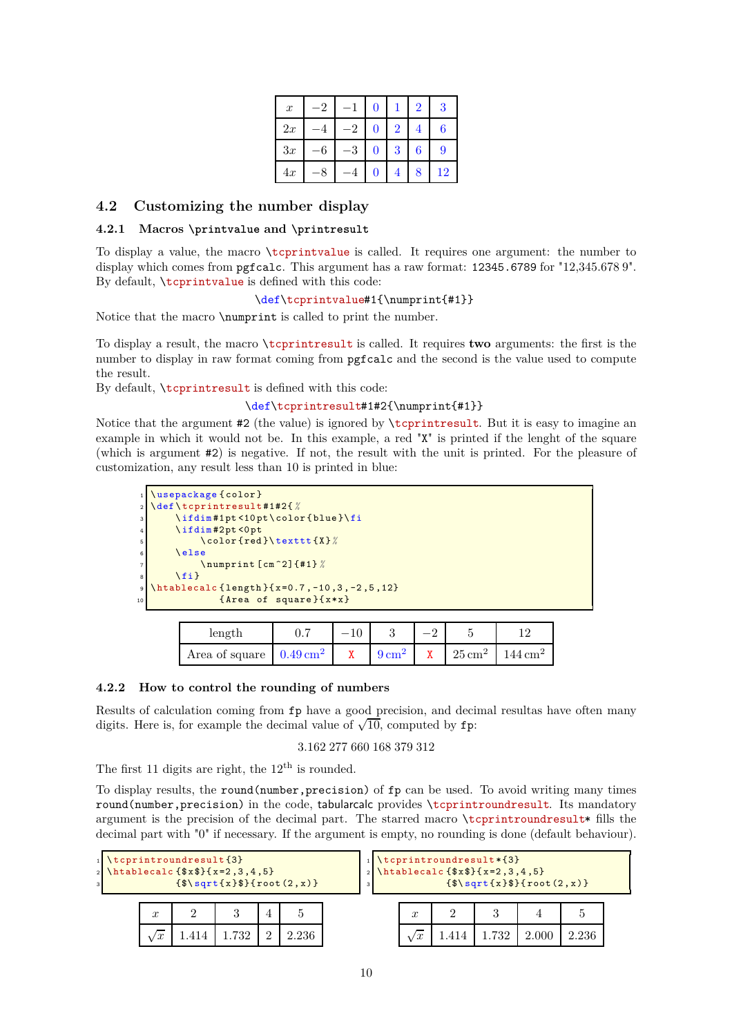| $x$ | $-2$ | $-1$ | 0 | 1 | 2 | 3 |
|---|---|---|---|---|---|---|
| $2x$ | $-4$ | $-2$ | 0 | 2 | 4 | 6 |
| $3x$ | $-6$ | $-3$ | 0 | 3 | 6 | 9 |
| $4x$ | $-8$ | $-4$ | 0 | 4 | 8 | 12 |

## 4.2 Customizing the number display

### 4.2.1 Macros \printvalue and \printresult

To display a value, the macro \tcprintvalue is called. It requires one argument: the number to display which comes from pgfcalc. This argument has a raw format: 12345.6789 for "12,345.678 9". By default, \tcprintvalue is defined with this code:

```
\def\tcprintvalue#1{\numprint{#1}}
```

Notice that the macro \numprint is called to print the number.

To display a result, the macro \tcprintresult is called. It requires **two** arguments: the first is the number to display in raw format coming from pgfcalc and the second is the value used to compute the result.
By default, \tcprintresult is defined with this code:

```
\def\tcprintresult#1#2{\numprint{#1}}
```

Notice that the argument #2 (the value) is ignored by \tcprintresult. But it is easy to imagine an example in which it would not be. In this example, a red "X" is printed if the lenght of the square (which is argument #2) is negative. If not, the result with the unit is printed. For the pleasure of customization, any result less than 10 is printed in blue:

```
\usepackage{color}
\def\tcprintresult#1#2{%
    \ifdim#1pt<10pt\color{blue}\fi
    \ifdim#2pt<0pt
        \color{red}\texttt{X}%
    \else
        \numprint[cm^2]{#1}%
    \fi}
\htablecalc{length}{x=0.7,-10,3,-2,5,12}
           {Area of square}{x*x}
```

| length | 0.7 | $-10$ | 3 | $-2$ | 5 | 12 |
|---|---|---|---|---|---|---|
| Area of square | 0.49 cm$^2$ | X | 9 cm$^2$ | X | 25 cm$^2$ | 144 cm$^2$ |

### 4.2.2 How to control the rounding of numbers

Results of calculation coming from fp have a good precision, and decimal resultas have often many digits. Here is, for example the decimal value of $\sqrt{10}$, computed by fp:

3.162 277 660 168 379 312

The first 11 digits are right, the 12$^{\text{th}}$ is rounded.

To display results, the round(number,precision) of fp can be used. To avoid writing many times round(number,precision) in the code, tabularcalc provides \tcprintroundresult. Its mandatory argument is the precision of the decimal part. The starred macro \tcprintroundresult* fills the decimal part with "0" if necessary. If the argument is empty, no rounding is done (default behaviour).

```
\tcprintroundresult{3}
\htablecalc{$x$}{x=2,3,4,5}
           {$\sqrt{x}$}{root(2,x)}
```

| $x$ | 2 | 3 | 4 | 5 |
|---|---|---|---|---|
| $\sqrt{x}$ | 1.414 | 1.732 | 2 | 2.236 |

```
\tcprintroundresult*{3}
\htablecalc{$x$}{x=2,3,4,5}
           {$\sqrt{x}$}{root(2,x)}
```

| $x$ | 2 | 3 | 4 | 5 |
|---|---|---|---|---|
| $\sqrt{x}$ | 1.414 | 1.732 | 2.000 | 2.236 |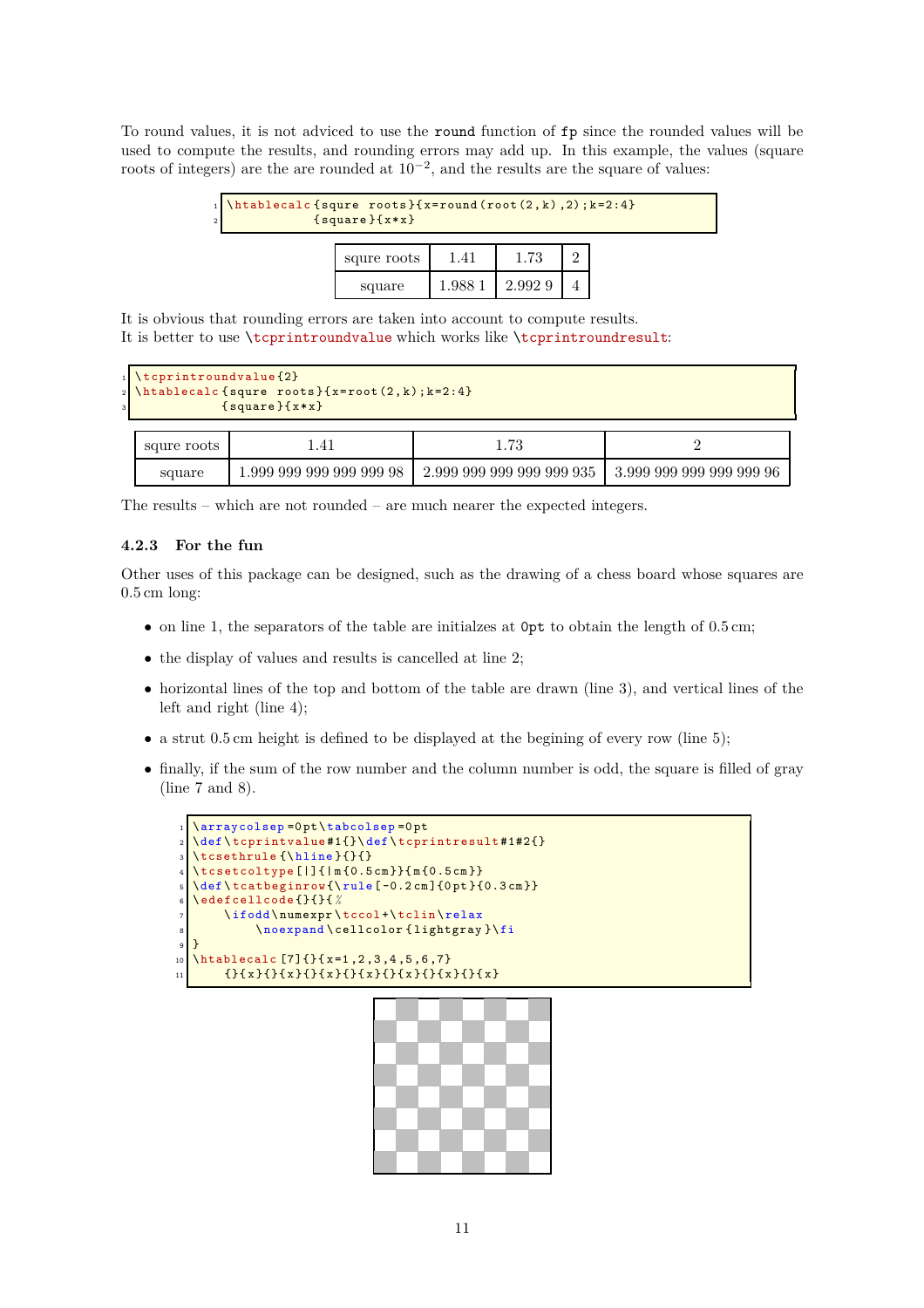To round values, it is not adviced to use the `round` function of `fp` since the rounded values will be used to compute the results, and rounding errors may add up. In this example, the values (square roots of integers) are the are rounded at $10^{-2}$, and the results are the square of values:

```
\htablecalc{squre roots}{x=round(root(2,k),2);k=2:4}
           {square}{x*x}
```

| squre roots | 1.41 | 1.73 | 2 |
|---|---|---|---|
| square | 1.988 1 | 2.992 9 | 4 |

It is obvious that rounding errors are taken into account to compute results.
It is better to use `\tcprintroundvalue` which works like `\tcprintroundresult`:

```
\tcprintroundvalue{2}
\htablecalc{squre roots}{x=root(2,k);k=2:4}
           {square}{x*x}
```

| squre roots | 1.41 | 1.73 | 2 |
|---|---|---|---|
| square | 1.999 999 999 999 999 98 | 2.999 999 999 999 999 935 | 3.999 999 999 999 999 96 |

The results – which are not rounded – are much nearer the expected integers.

### 4.2.3 For the fun

Other uses of this package can be designed, such as the drawing of a chess board whose squares are 0.5 cm long:

- on line 1, the separators of the table are initialzes at `0pt` to obtain the length of 0.5 cm;
- the display of values and results is cancelled at line 2;
- horizontal lines of the top and bottom of the table are drawn (line 3), and vertical lines of the left and right (line 4);
- a strut 0.5 cm height is defined to be displayed at the begining of every row (line 5);
- finally, if the sum of the row number and the column number is odd, the square is filled of gray (line 7 and 8).

```
\arraycolsep=0pt\tabcolsep=0pt
\def\tcprintvalue#1{}\def\tcprintresult#1#2{}
\tcsethrule{\hline}{}{}
\tcsetcoltype[|]{|m{0.5cm}}{m{0.5cm}}
\def\tcatbeginrow{\rule[-0.2cm]{0pt}{0.3cm}}
\edefcellcode{}{}{%
    \ifodd\numexpr\tccol+\tclin\relax
        \noexpand\cellcolor{lightgray}\fi
}
\htablecalc[7]{}{x=1,2,3,4,5,6,7}
    {}{x}{}{x}{}{x}{}{x}{}{x}{}{x}{}{x}
```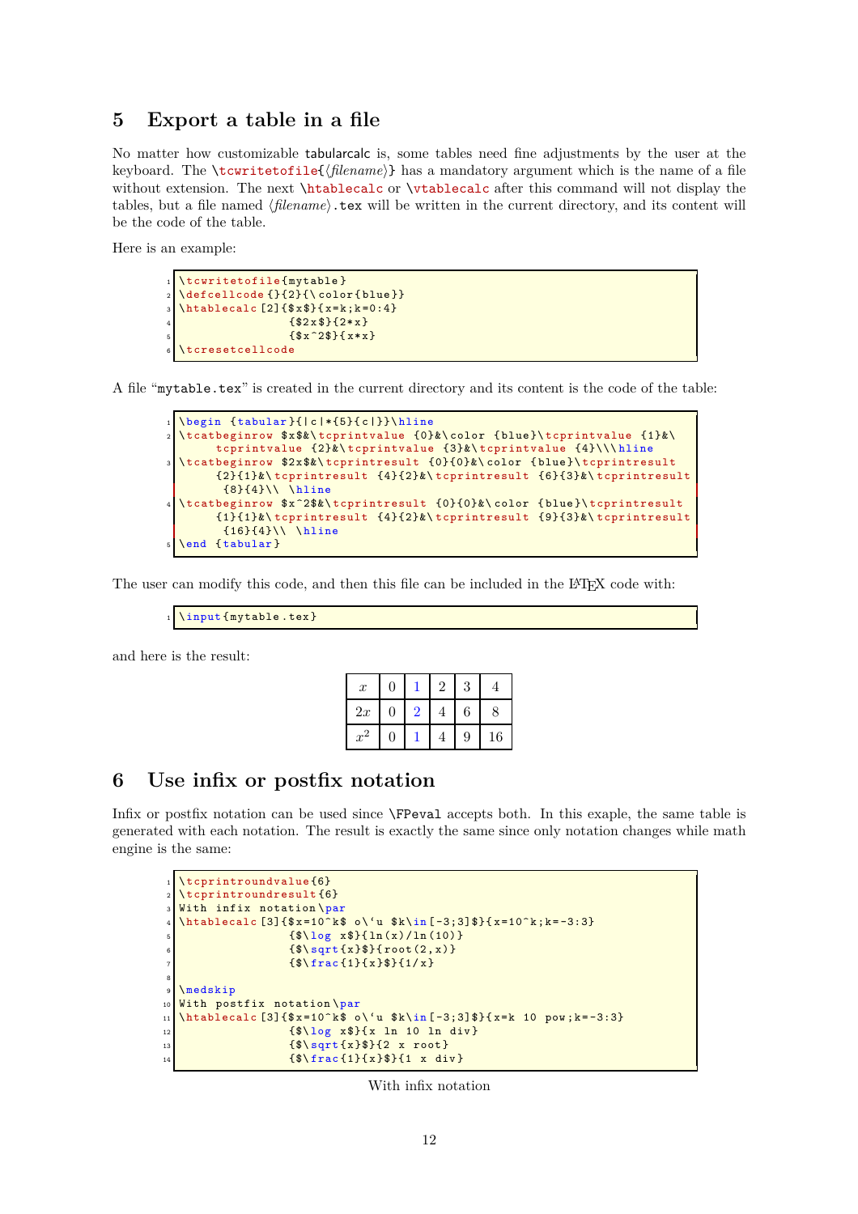## 5 Export a table in a file

No matter how customizable tabularcalc is, some tables need fine adjustments by the user at the keyboard. The `\tcwritetofile{⟨filename⟩}` has a mandatory argument which is the name of a file without extension. The next `\htablecalc` or `\vtablecalc` after this command will not display the tables, but a file named ⟨*filename*⟩`.tex` will be written in the current directory, and its content will be the code of the table.

Here is an example:

```
\tcwritetofile{mytable}
\defcellcode{}{2}{\color{blue}}
\htablecalc[2]{$x$}{x=k;k=0:4}
               {$2x$}{2*x}
               {$x^2$}{x*x}
\tcresetcellcode
```

A file "`mytable.tex`" is created in the current directory and its content is the code of the table:

```
\begin {tabular}{|c|*{5}{c|}}\hline
\tcatbeginrow $x$&\tcprintvalue {0}&\color {blue}\tcprintvalue {1}&\
     tcprintvalue {2}&\tcprintvalue {3}&\tcprintvalue {4}\\\hline
\tcatbeginrow $2x$&\tcprintresult {0}{0}&\color {blue}\tcprintresult
     {2}{1}&\tcprintresult {4}{2}&\tcprintresult {6}{3}&\tcprintresult
      {8}{4}\\ \hline
\tcatbeginrow $x^2$&\tcprintresult {0}{0}&\color {blue}\tcprintresult
     {1}{1}&\tcprintresult {4}{2}&\tcprintresult {9}{3}&\tcprintresult
      {16}{4}\\ \hline
\end {tabular}
```

The user can modify this code, and then this file can be included in the LaTeX code with:

```
\input{mytable.tex}
```

and here is the result:

| $x$ | 0 | 1 | 2 | 3 | 4 |
|---|---|---|---|---|---|
| $2x$ | 0 | 2 | 4 | 6 | 8 |
| $x^2$ | 0 | 1 | 4 | 9 | 16 |

## 6 Use infix or postfix notation

Infix or postfix notation can be used since `\FPeval` accepts both. In this exaple, the same table is generated with each notation. The result is exactly the same since only notation changes while math engine is the same:

```
\tcprintroundvalue{6}
\tcprintroundresult{6}
With infix notation\par
\htablecalc[3]{$x=10^k$ o\`u $k\in[-3;3]$}{x=10^k;k=-3:3}
               {$\log x$}{ln(x)/ln(10)}
               {$\sqrt{x}$}{root(2,x)}
               {$\frac{1}{x}$}{1/x}

\medskip
With postfix notation\par
\htablecalc[3]{$x=10^k$ o\`u $k\in[-3;3]$}{x=k 10 pow;k=-3:3}
               {$\log x$}{x ln 10 ln div}
               {$\sqrt{x}$}{2 x root}
               {$\frac{1}{x}$}{1 x div}
```

With infix notation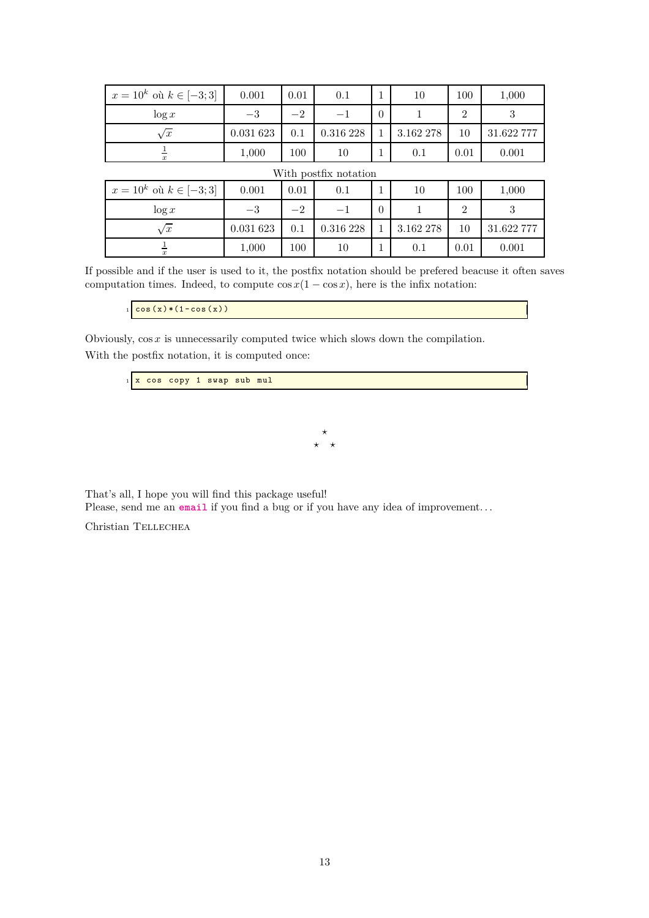| $x = 10^k$ où $k \in [-3;3]$ | 0.001 | 0.01 | 0.1 | 1 | 10 | 100 | 1,000 |
|---|---|---|---|---|---|---|---|
| $\log x$ | $-3$ | $-2$ | $-1$ | 0 | 1 | 2 | 3 |
| $\sqrt{x}$ | 0.031 623 | 0.1 | 0.316 228 | 1 | 3.162 278 | 10 | 31.622 777 |
| $\frac{1}{x}$ | 1,000 | 100 | 10 | 1 | 0.1 | 0.01 | 0.001 |

With postfix notation

| $x = 10^k$ où $k \in [-3;3]$ | 0.001 | 0.01 | 0.1 | 1 | 10 | 100 | 1,000 |
|---|---|---|---|---|---|---|---|
| $\log x$ | $-3$ | $-2$ | $-1$ | 0 | 1 | 2 | 3 |
| $\sqrt{x}$ | 0.031 623 | 0.1 | 0.316 228 | 1 | 3.162 278 | 10 | 31.622 777 |
| $\frac{1}{x}$ | 1,000 | 100 | 10 | 1 | 0.1 | 0.01 | 0.001 |

If possible and if the user is used to it, the postfix notation should be prefered beacuse it often saves computation times. Indeed, to compute $\cos x(1 - \cos x)$, here is the infix notation:

```
cos(x)*(1-cos(x))
```

Obviously, $\cos x$ is unnecessarily computed twice which slows down the compilation.

With the postfix notation, it is computed once:

```
x cos copy 1 swap sub mul
```

⋆
⋆ ⋆

That's all, I hope you will find this package useful!
Please, send me an **email** if you find a bug or if you have any idea of improvement…

Christian Tellechea